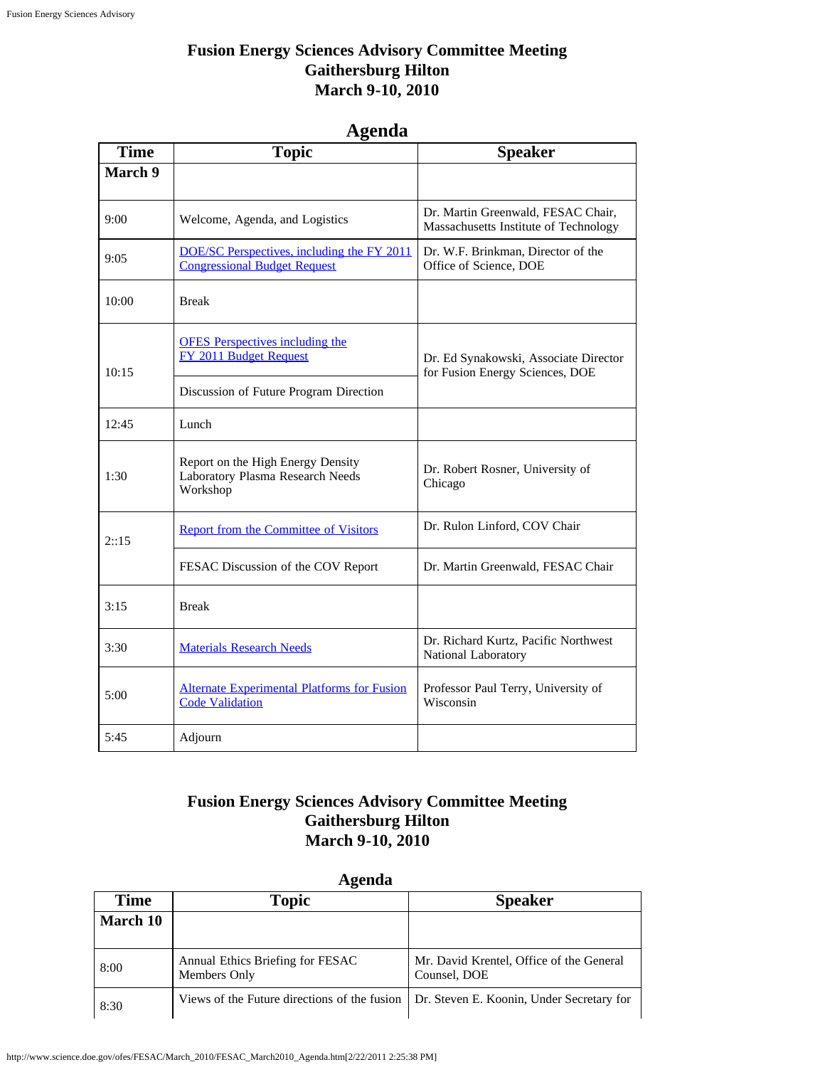# Fusion Energy Sciences Advisory Committee Meeting
# Gaithersburg Hilton
# March 9-10, 2010

## Agenda

| Time | Topic | Speaker |
|---|---|---|
| **March 9** | | |
| 9:00 | Welcome, Agenda, and Logistics | Dr. Martin Greenwald, FESAC Chair, Massachusetts Institute of Technology |
| 9:05 | [DOE/SC Perspectives, including the FY 2011 Congressional Budget Request]() | Dr. W.F. Brinkman, Director of the Office of Science, DOE |
| 10:00 | Break | |
| 10:15 | [OFES Perspectives including the FY 2011 Budget Request]() | Dr. Ed Synakowski, Associate Director for Fusion Energy Sciences, DOE |
| | Discussion of Future Program Direction | |
| 12:45 | Lunch | |
| 1:30 | Report on the High Energy Density Laboratory Plasma Research Needs Workshop | Dr. Robert Rosner, University of Chicago |
| 2::15 | [Report from the Committee of Visitors]() | Dr. Rulon Linford, COV Chair |
| | FESAC Discussion of the COV Report | Dr. Martin Greenwald, FESAC Chair |
| 3:15 | Break | |
| 3:30 | [Materials Research Needs]() | Dr. Richard Kurtz, Pacific Northwest National Laboratory |
| 5:00 | [Alternate Experimental Platforms for Fusion Code Validation]() | Professor Paul Terry, University of Wisconsin |
| 5:45 | Adjourn | |

# Fusion Energy Sciences Advisory Committee Meeting
# Gaithersburg Hilton
# March 9-10, 2010

## Agenda

| Time | Topic | Speaker |
|---|---|---|
| **March 10** | | |
| 8:00 | Annual Ethics Briefing for FESAC Members Only | Mr. David Krentel, Office of the General Counsel, DOE |
| 8:30 | Views of the Future directions of the fusion | Dr. Steven E. Koonin, Under Secretary for |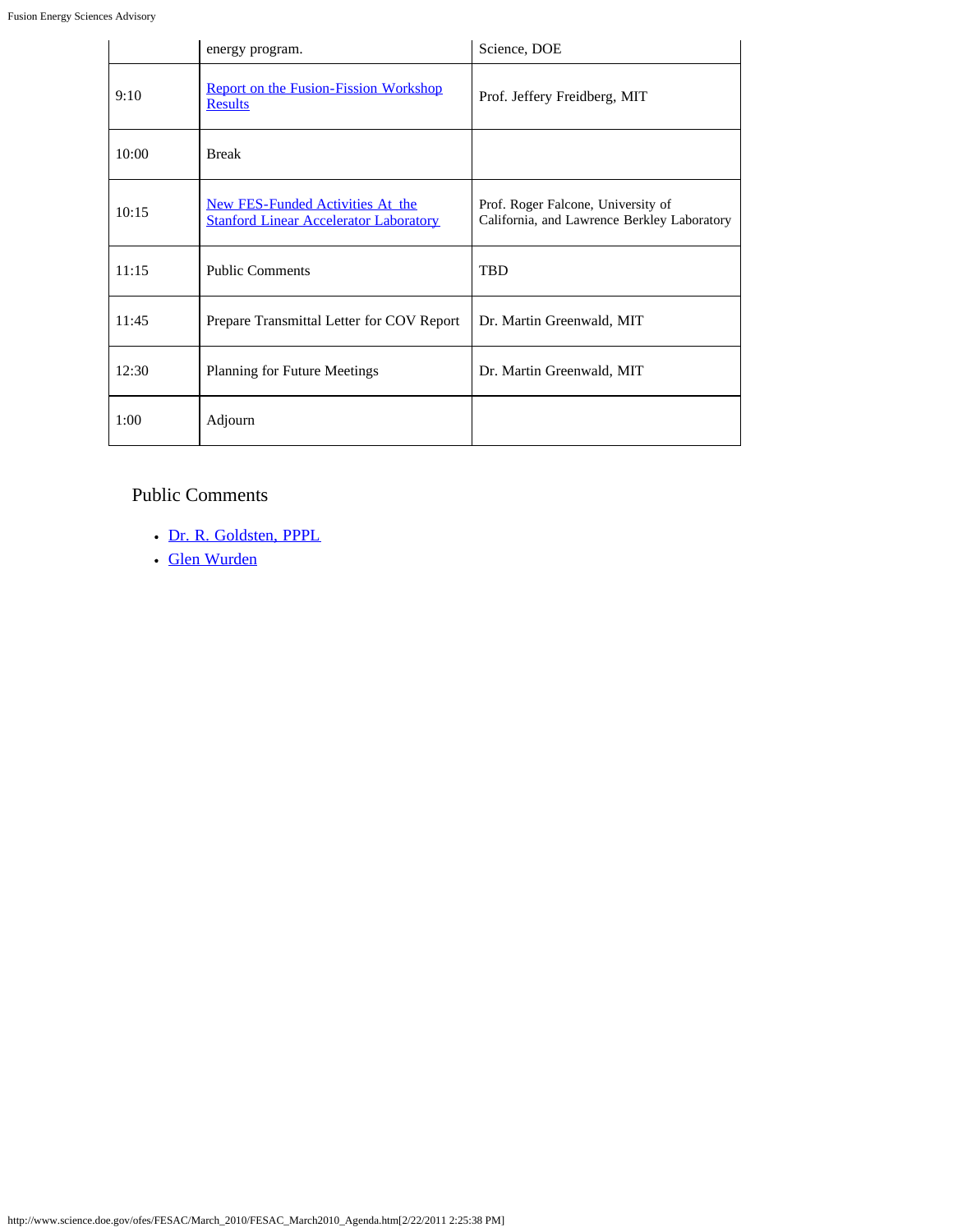| | | |
|---|---|---|
| | energy program. | Science, DOE |
| 9:10 | Report on the Fusion-Fission Workshop Results | Prof. Jeffery Freidberg, MIT |
| 10:00 | Break | |
| 10:15 | New FES-Funded Activities At the Stanford Linear Accelerator Laboratory | Prof. Roger Falcone, University of California, and Lawrence Berkley Laboratory |
| 11:15 | Public Comments | TBD |
| 11:45 | Prepare Transmittal Letter for COV Report | Dr. Martin Greenwald, MIT |
| 12:30 | Planning for Future Meetings | Dr. Martin Greenwald, MIT |
| 1:00 | Adjourn | |

## Public Comments

- Dr. R. Goldsten, PPPL
- Glen Wurden